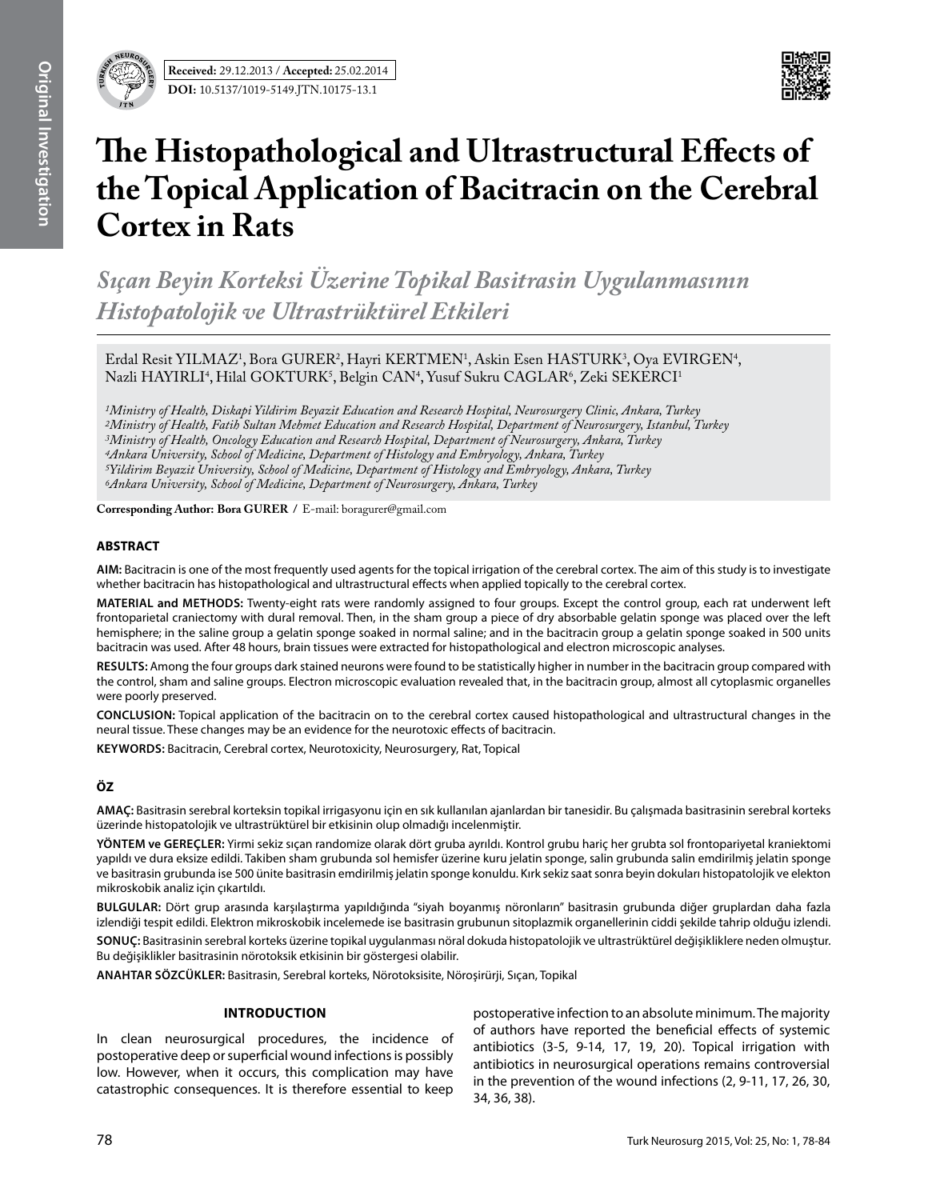Received: 29.12.2013 / Accepted: 25.02.2014

DOI: 10.5137/1019-5149.JTN.10175-13.1

# The Histopathological and Ultrastructural Effects of the Topical Application of Bacitracin on the Cerebral Cortex in Rats

## *Sıçan Beyin Korteksi Üzerine Topikal Basitrasin Uygulanmasının Histopatolojik ve Ultrastrüktürel Etkileri*

Erdal Resit YILMAZ[1], Bora GURER[2], Hayri KERTMEN[1], Askin Esen HASTURK[3], Oya EVIRGEN[4], Nazli HAYIRLI[4], Hilal GOKTURK[5], Belgin CAN[4], Yusuf Sukru CAGLAR[6], Zeki SEKERCI[1]

*[1]Ministry of Health, Diskapi Yildirim Beyazit Education and Research Hospital, Neurosurgery Clinic, Ankara, Turkey*
*[2]Ministry of Health, Fatih Sultan Mehmet Education and Research Hospital, Department of Neurosurgery, Istanbul, Turkey*
*[3]Ministry of Health, Oncology Education and Research Hospital, Department of Neurosurgery, Ankara, Turkey*
*[4]Ankara University, School of Medicine, Department of Histology and Embryology, Ankara, Turkey*
*[5]Yildirim Beyazit University, School of Medicine, Department of Histology and Embryology, Ankara, Turkey*
*[6]Ankara University, School of Medicine, Department of Neurosurgery, Ankara, Turkey*

**Corresponding Author: Bora GURER /** E-mail: boragurer@gmail.com

### ABSTRACT

**AIM:** Bacitracin is one of the most frequently used agents for the topical irrigation of the cerebral cortex. The aim of this study is to investigate whether bacitracin has histopathological and ultrastructural effects when applied topically to the cerebral cortex.

**MATERIAL and METHODS:** Twenty-eight rats were randomly assigned to four groups. Except the control group, each rat underwent left frontoparietal craniectomy with dural removal. Then, in the sham group a piece of dry absorbable gelatin sponge was placed over the left hemisphere; in the saline group a gelatin sponge soaked in normal saline; and in the bacitracin group a gelatin sponge soaked in 500 units bacitracin was used. After 48 hours, brain tissues were extracted for histopathological and electron microscopic analyses.

**RESULTS:** Among the four groups dark stained neurons were found to be statistically higher in number in the bacitracin group compared with the control, sham and saline groups. Electron microscopic evaluation revealed that, in the bacitracin group, almost all cytoplasmic organelles were poorly preserved.

**CONCLUSION:** Topical application of the bacitracin on to the cerebral cortex caused histopathological and ultrastructural changes in the neural tissue. These changes may be an evidence for the neurotoxic effects of bacitracin.

**KEYWORDS:** Bacitracin, Cerebral cortex, Neurotoxicity, Neurosurgery, Rat, Topical

### ÖZ

**AMAÇ:** Basitrasin serebral korteksin topikal irrigasyonu için en sık kullanılan ajanlardan bir tanesidir. Bu çalışmada basitrasinin serebral korteks üzerinde histopatolojik ve ultrastrüktürel bir etkisinin olup olmadığı incelenmiştir.

**YÖNTEM ve GEREÇLER:** Yirmi sekiz sıçan randomize olarak dört gruba ayrıldı. Kontrol grubu hariç her grubta sol frontopariyetal kraniektomi yapıldı ve dura eksize edildi. Takiben sham grubunda sol hemisfer üzerine kuru jelatin sponge, salin grubunda salin emdirilmiş jelatin sponge ve basitrasin grubunda ise 500 ünite basitrasin emdirilmiş jelatin sponge konuldu. Kırk sekiz saat sonra beyin dokuları histopatolojik ve elekton mikroskobik analiz için çıkartıldı.

**BULGULAR:** Dört grup arasında karşılaştırma yapıldığında "siyah boyanmış nöronların" basitrasin grubunda diğer gruplardan daha fazla izlendiği tespit edildi. Elektron mikroskobik incelemede ise basitrasin grubunun sitoplazmik organellerinin ciddi şekilde tahrip olduğu izlendi.

**SONUÇ:** Basitrasinin serebral korteks üzerine topikal uygulanması nöral dokuda histopatolojik ve ultrastrüktürel değişikliklere neden olmuştur. Bu değişiklikler basitrasinin nörotoksik etkisinin bir göstergesi olabilir.

**ANAHTAR SÖZCÜKLER:** Basitrasin, Serebral korteks, Nörotoksisite, Nöroşirürji, Sıçan, Topikal

### INTRODUCTION

In clean neurosurgical procedures, the incidence of postoperative deep or superficial wound infections is possibly low. However, when it occurs, this complication may have catastrophic consequences. It is therefore essential to keep postoperative infection to an absolute minimum. The majority of authors have reported the beneficial effects of systemic antibiotics (3-5, 9-14, 17, 19, 20). Topical irrigation with antibiotics in neurosurgical operations remains controversial in the prevention of the wound infections (2, 9-11, 17, 26, 30, 34, 36, 38).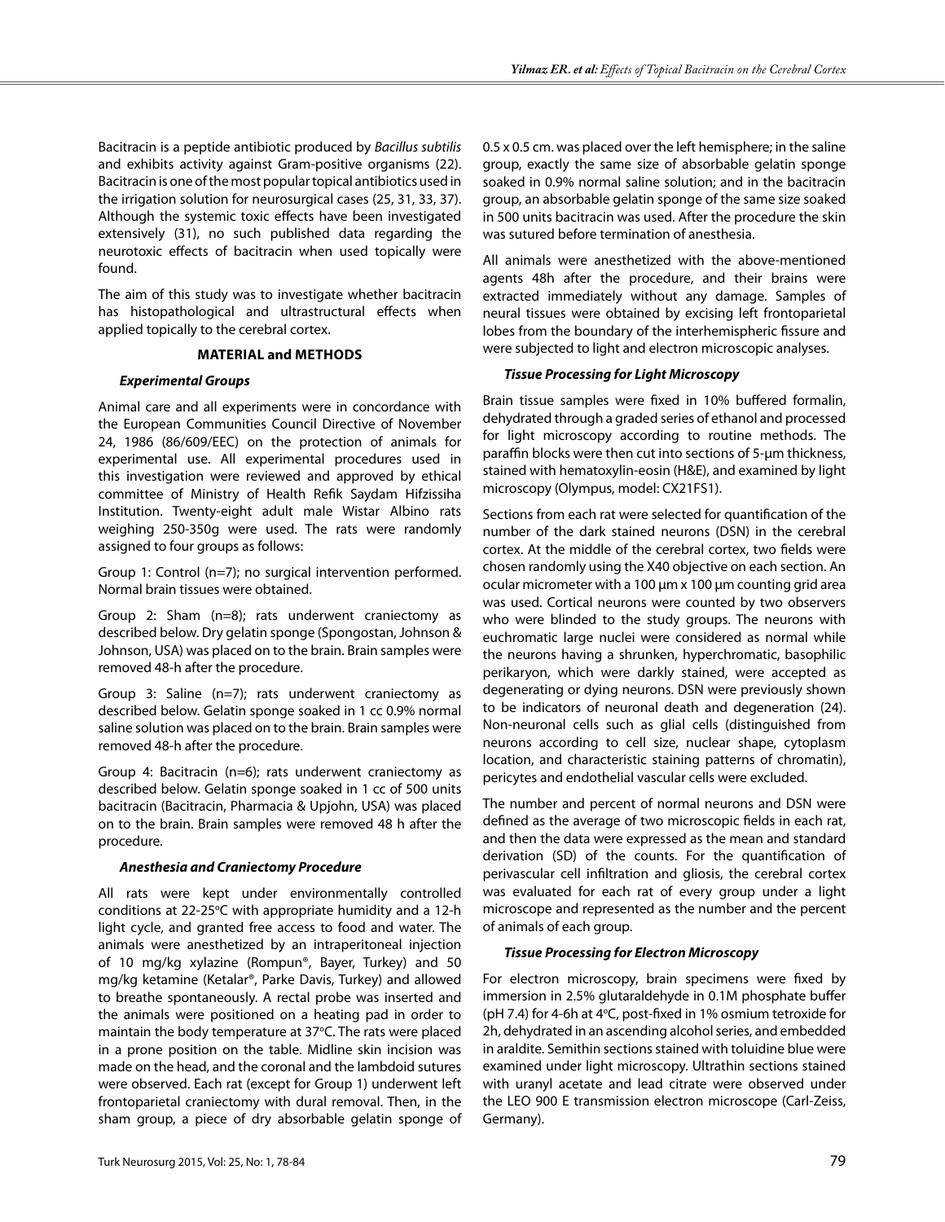Bacitracin is a peptide antibiotic produced by *Bacillus subtilis* and exhibits activity against Gram-positive organisms (22). Bacitracin is one of the most popular topical antibiotics used in the irrigation solution for neurosurgical cases (25, 31, 33, 37). Although the systemic toxic effects have been investigated extensively (31), no such published data regarding the neurotoxic effects of bacitracin when used topically were found.

The aim of this study was to investigate whether bacitracin has histopathological and ultrastructural effects when applied topically to the cerebral cortex.

## MATERIAL and METHODS

### *Experimental Groups*

Animal care and all experiments were in concordance with the European Communities Council Directive of November 24, 1986 (86/609/EEC) on the protection of animals for experimental use. All experimental procedures used in this investigation were reviewed and approved by ethical committee of Ministry of Health Refik Saydam Hifzissiha Institution. Twenty-eight adult male Wistar Albino rats weighing 250-350g were used. The rats were randomly assigned to four groups as follows:

Group 1: Control (n=7); no surgical intervention performed. Normal brain tissues were obtained.

Group 2: Sham (n=8); rats underwent craniectomy as described below. Dry gelatin sponge (Spongostan, Johnson & Johnson, USA) was placed on to the brain. Brain samples were removed 48-h after the procedure.

Group 3: Saline (n=7); rats underwent craniectomy as described below. Gelatin sponge soaked in 1 cc 0.9% normal saline solution was placed on to the brain. Brain samples were removed 48-h after the procedure.

Group 4: Bacitracin (n=6); rats underwent craniectomy as described below. Gelatin sponge soaked in 1 cc of 500 units bacitracin (Bacitracin, Pharmacia & Upjohn, USA) was placed on to the brain. Brain samples were removed 48 h after the procedure.

### *Anesthesia and Craniectomy Procedure*

All rats were kept under environmentally controlled conditions at 22-25°C with appropriate humidity and a 12-h light cycle, and granted free access to food and water. The animals were anesthetized by an intraperitoneal injection of 10 mg/kg xylazine (Rompun®, Bayer, Turkey) and 50 mg/kg ketamine (Ketalar®, Parke Davis, Turkey) and allowed to breathe spontaneously. A rectal probe was inserted and the animals were positioned on a heating pad in order to maintain the body temperature at 37°C. The rats were placed in a prone position on the table. Midline skin incision was made on the head, and the coronal and the lambdoid sutures were observed. Each rat (except for Group 1) underwent left frontoparietal craniectomy with dural removal. Then, in the sham group, a piece of dry absorbable gelatin sponge of 0.5 x 0.5 cm. was placed over the left hemisphere; in the saline group, exactly the same size of absorbable gelatin sponge soaked in 0.9% normal saline solution; and in the bacitracin group, an absorbable gelatin sponge of the same size soaked in 500 units bacitracin was used. After the procedure the skin was sutured before termination of anesthesia.

All animals were anesthetized with the above-mentioned agents 48h after the procedure, and their brains were extracted immediately without any damage. Samples of neural tissues were obtained by excising left frontoparietal lobes from the boundary of the interhemispheric fissure and were subjected to light and electron microscopic analyses.

### *Tissue Processing for Light Microscopy*

Brain tissue samples were fixed in 10% buffered formalin, dehydrated through a graded series of ethanol and processed for light microscopy according to routine methods. The paraffin blocks were then cut into sections of 5-µm thickness, stained with hematoxylin-eosin (H&E), and examined by light microscopy (Olympus, model: CX21FS1).

Sections from each rat were selected for quantification of the number of the dark stained neurons (DSN) in the cerebral cortex. At the middle of the cerebral cortex, two fields were chosen randomly using the X40 objective on each section. An ocular micrometer with a 100 µm x 100 µm counting grid area was used. Cortical neurons were counted by two observers who were blinded to the study groups. The neurons with euchromatic large nuclei were considered as normal while the neurons having a shrunken, hyperchromatic, basophilic perikaryon, which were darkly stained, were accepted as degenerating or dying neurons. DSN were previously shown to be indicators of neuronal death and degeneration (24). Non-neuronal cells such as glial cells (distinguished from neurons according to cell size, nuclear shape, cytoplasm location, and characteristic staining patterns of chromatin), pericytes and endothelial vascular cells were excluded.

The number and percent of normal neurons and DSN were defined as the average of two microscopic fields in each rat, and then the data were expressed as the mean and standard derivation (SD) of the counts. For the quantification of perivascular cell infiltration and gliosis, the cerebral cortex was evaluated for each rat of every group under a light microscope and represented as the number and the percent of animals of each group.

### *Tissue Processing for Electron Microscopy*

For electron microscopy, brain specimens were fixed by immersion in 2.5% glutaraldehyde in 0.1M phosphate buffer (pH 7.4) for 4-6h at 4°C, post-fixed in 1% osmium tetroxide for 2h, dehydrated in an ascending alcohol series, and embedded in araldite. Semithin sections stained with toluidine blue were examined under light microscopy. Ultrathin sections stained with uranyl acetate and lead citrate were observed under the LEO 900 E transmission electron microscope (Carl-Zeiss, Germany).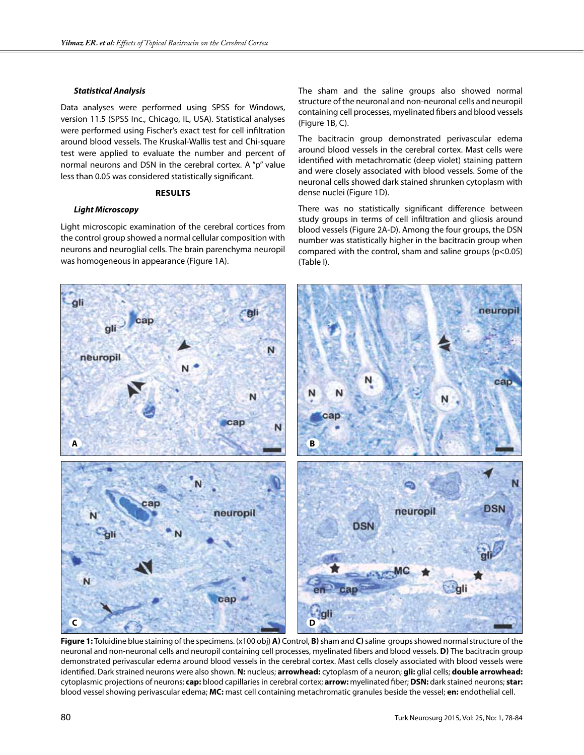### *Statistical Analysis*

Data analyses were performed using SPSS for Windows, version 11.5 (SPSS Inc., Chicago, IL, USA). Statistical analyses were performed using Fischer's exact test for cell infiltration around blood vessels. The Kruskal-Wallis test and Chi-square test were applied to evaluate the number and percent of normal neurons and DSN in the cerebral cortex. A "p" value less than 0.05 was considered statistically significant.

## RESULTS

### *Light Microscopy*

Light microscopic examination of the cerebral cortices from the control group showed a normal cellular composition with neurons and neuroglial cells. The brain parenchyma neuropil was homogeneous in appearance (Figure 1A).

The sham and the saline groups also showed normal structure of the neuronal and non-neuronal cells and neuropil containing cell processes, myelinated fibers and blood vessels (Figure 1B, C).

The bacitracin group demonstrated perivascular edema around blood vessels in the cerebral cortex. Mast cells were identified with metachromatic (deep violet) staining pattern and were closely associated with blood vessels. Some of the neuronal cells showed dark stained shrunken cytoplasm with dense nuclei (Figure 1D).

There was no statistically significant difference between study groups in terms of cell infiltration and gliosis around blood vessels (Figure 2A-D). Among the four groups, the DSN number was statistically higher in the bacitracin group when compared with the control, sham and saline groups ($p<0.05$) (Table I).

**Figure 1:** Toluidine blue staining of the specimens. (x100 obj) **A)** Control, **B)** sham and **C)** saline groups showed normal structure of the neuronal and non-neuronal cells and neuropil containing cell processes, myelinated fibers and blood vessels. **D)** The bacitracin group demonstrated perivascular edema around blood vessels in the cerebral cortex. Mast cells closely associated with blood vessels were identified. Dark strained neurons were also shown. **N:** nucleus; **arrowhead:** cytoplasm of a neuron; **gli:** glial cells; **double arrowhead:** cytoplasmic projections of neurons; **cap:** blood capillaries in cerebral cortex; **arrow:** myelinated fiber; **DSN:** dark stained neurons; **star:** blood vessel showing perivascular edema; **MC:** mast cell containing metachromatic granules beside the vessel; **en:** endothelial cell.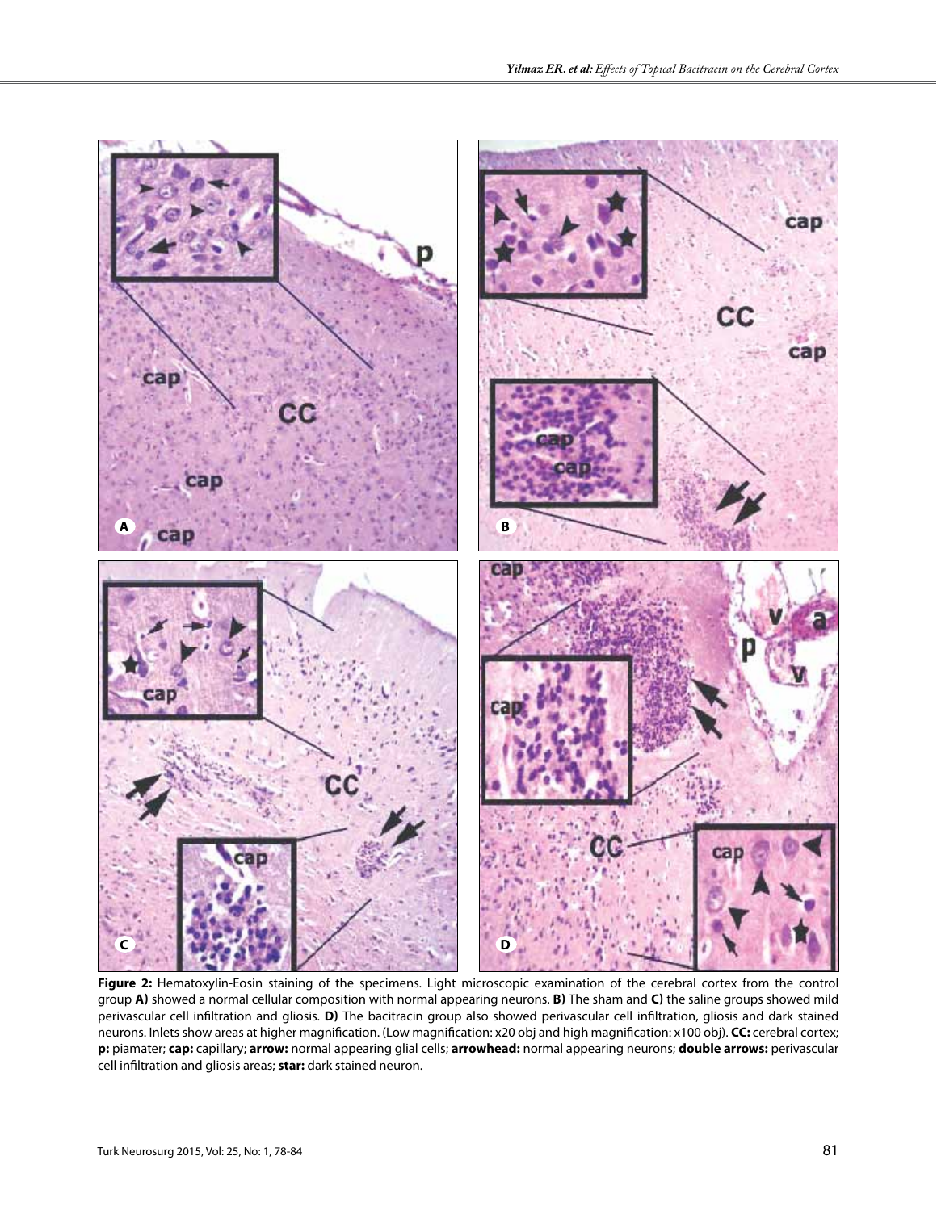**Figure 2:** Hematoxylin-Eosin staining of the specimens. Light microscopic examination of the cerebral cortex from the control group **A)** showed a normal cellular composition with normal appearing neurons. **B)** The sham and **C)** the saline groups showed mild perivascular cell infiltration and gliosis. **D)** The bacitracin group also showed perivascular cell infiltration, gliosis and dark stained neurons. Inlets show areas at higher magnification. (Low magnification: x20 obj and high magnification: x100 obj). **CC:** cerebral cortex; **p:** piamater; **cap:** capillary; **arrow:** normal appearing glial cells; **arrowhead:** normal appearing neurons; **double arrows:** perivascular cell infiltration and gliosis areas; **star:** dark stained neuron.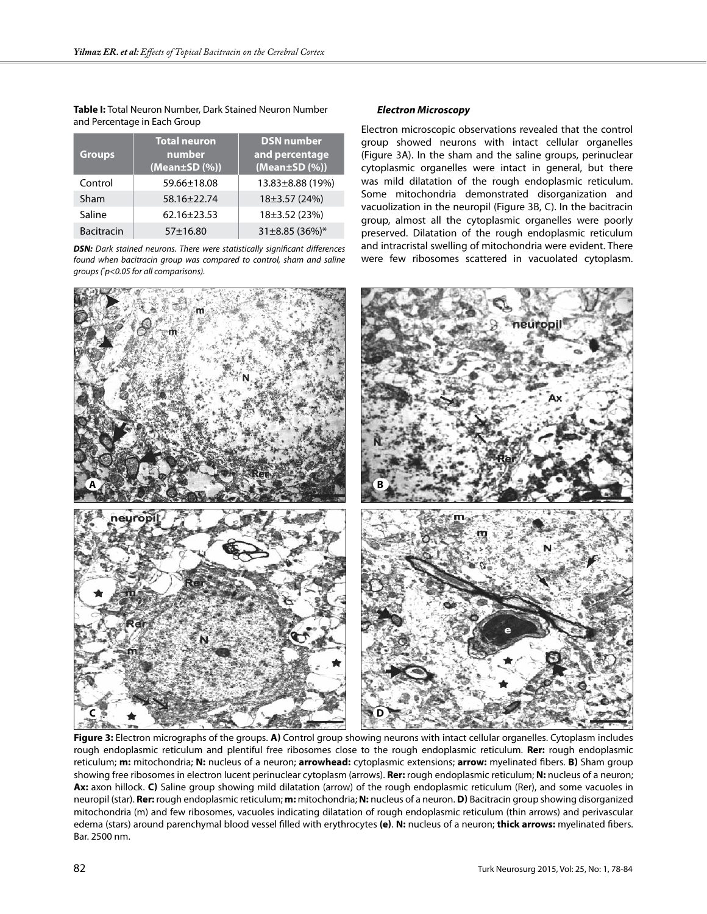**Table I:** Total Neuron Number, Dark Stained Neuron Number and Percentage in Each Group

| Groups | Total neuron number (Mean±SD (%)) | DSN number and percentage (Mean±SD (%)) |
|---|---|---|
| Control | 59.66±18.08 | 13.83±8.88 (19%) |
| Sham | 58.16±22.74 | 18±3.57 (24%) |
| Saline | 62.16±23.53 | 18±3.52 (23%) |
| Bacitracin | 57±16.80 | 31±8.85 (36%)* |

***DSN:*** *Dark stained neurons. There were statistically significant differences found when bacitracin group was compared to control, sham and saline groups (*$^*p<0.05$ *for all comparisons).*

***Electron Microscopy***

Electron microscopic observations revealed that the control group showed neurons with intact cellular organelles (Figure 3A). In the sham and the saline groups, perinuclear cytoplasmic organelles were intact in general, but there was mild dilatation of the rough endoplasmic reticulum. Some mitochondria demonstrated disorganization and vacuolization in the neuropil (Figure 3B, C). In the bacitracin group, almost all the cytoplasmic organelles were poorly preserved. Dilatation of the rough endoplasmic reticulum and intracristal swelling of mitochondria were evident. There were few ribosomes scattered in vacuolated cytoplasm.

**Figure 3:** Electron micrographs of the groups. **A)** Control group showing neurons with intact cellular organelles. Cytoplasm includes rough endoplasmic reticulum and plentiful free ribosomes close to the rough endoplasmic reticulum. **Rer:** rough endoplasmic reticulum; **m:** mitochondria; **N:** nucleus of a neuron; **arrowhead:** cytoplasmic extensions; **arrow:** myelinated fibers. **B)** Sham group showing free ribosomes in electron lucent perinuclear cytoplasm (arrows). **Rer:** rough endoplasmic reticulum; **N:** nucleus of a neuron; **Ax:** axon hillock. **C)** Saline group showing mild dilatation (arrow) of the rough endoplasmic reticulum (Rer), and some vacuoles in neuropil (star). **Rer:** rough endoplasmic reticulum; **m:** mitochondria; **N:** nucleus of a neuron. **D)** Bacitracin group showing disorganized mitochondria (m) and few ribosomes, vacuoles indicating dilatation of rough endoplasmic reticulum (thin arrows) and perivascular edema (stars) around parenchymal blood vessel filled with erythrocytes **(e)**. **N:** nucleus of a neuron; **thick arrows:** myelinated fibers. Bar. 2500 nm.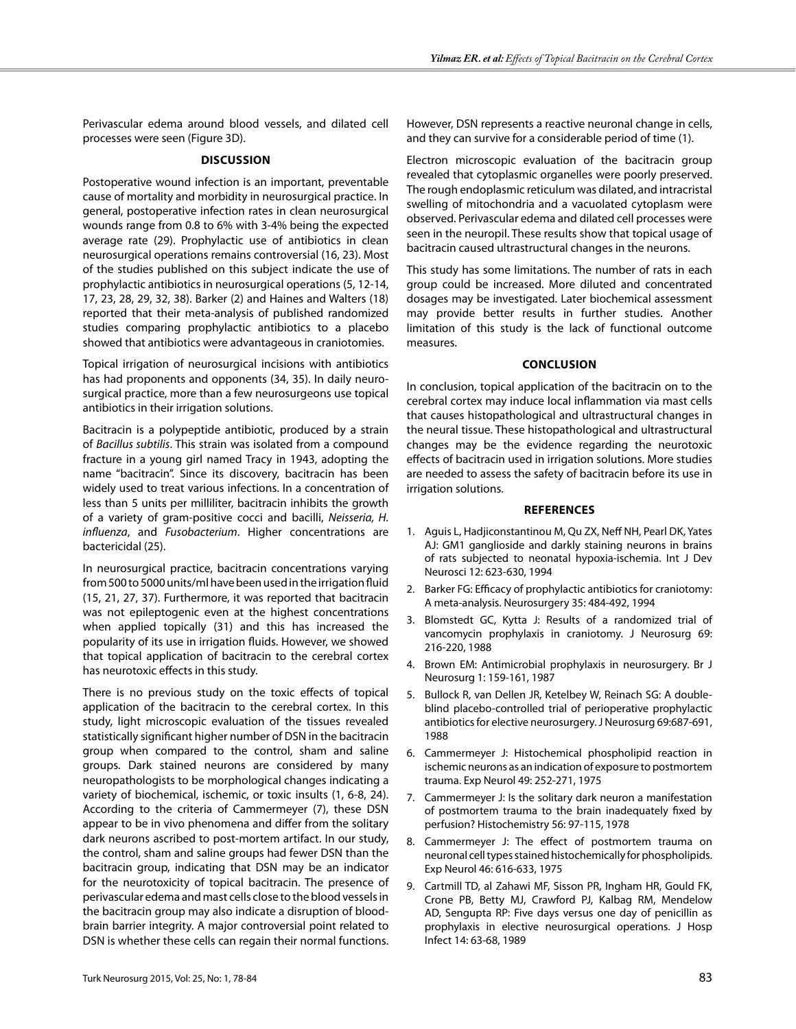Perivascular edema around blood vessels, and dilated cell processes were seen (Figure 3D).

## DISCUSSION

Postoperative wound infection is an important, preventable cause of mortality and morbidity in neurosurgical practice. In general, postoperative infection rates in clean neurosurgical wounds range from 0.8 to 6% with 3-4% being the expected average rate (29). Prophylactic use of antibiotics in clean neurosurgical operations remains controversial (16, 23). Most of the studies published on this subject indicate the use of prophylactic antibiotics in neurosurgical operations (5, 12-14, 17, 23, 28, 29, 32, 38). Barker (2) and Haines and Walters (18) reported that their meta-analysis of published randomized studies comparing prophylactic antibiotics to a placebo showed that antibiotics were advantageous in craniotomies.

Topical irrigation of neurosurgical incisions with antibiotics has had proponents and opponents (34, 35). In daily neurosurgical practice, more than a few neurosurgeons use topical antibiotics in their irrigation solutions.

Bacitracin is a polypeptide antibiotic, produced by a strain of *Bacillus subtilis*. This strain was isolated from a compound fracture in a young girl named Tracy in 1943, adopting the name "bacitracin". Since its discovery, bacitracin has been widely used to treat various infections. In a concentration of less than 5 units per milliliter, bacitracin inhibits the growth of a variety of gram-positive cocci and bacilli, *Neisseria, H. influenza*, and *Fusobacterium*. Higher concentrations are bactericidal (25).

In neurosurgical practice, bacitracin concentrations varying from 500 to 5000 units/ml have been used in the irrigation fluid (15, 21, 27, 37). Furthermore, it was reported that bacitracin was not epileptogenic even at the highest concentrations when applied topically (31) and this has increased the popularity of its use in irrigation fluids. However, we showed that topical application of bacitracin to the cerebral cortex has neurotoxic effects in this study.

There is no previous study on the toxic effects of topical application of the bacitracin to the cerebral cortex. In this study, light microscopic evaluation of the tissues revealed statistically significant higher number of DSN in the bacitracin group when compared to the control, sham and saline groups. Dark stained neurons are considered by many neuropathologists to be morphological changes indicating a variety of biochemical, ischemic, or toxic insults (1, 6-8, 24). According to the criteria of Cammermeyer (7), these DSN appear to be in vivo phenomena and differ from the solitary dark neurons ascribed to post-mortem artifact. In our study, the control, sham and saline groups had fewer DSN than the bacitracin group, indicating that DSN may be an indicator for the neurotoxicity of topical bacitracin. The presence of perivascular edema and mast cells close to the blood vessels in the bacitracin group may also indicate a disruption of blood-brain barrier integrity. A major controversial point related to DSN is whether these cells can regain their normal functions. However, DSN represents a reactive neuronal change in cells, and they can survive for a considerable period of time (1).

Electron microscopic evaluation of the bacitracin group revealed that cytoplasmic organelles were poorly preserved. The rough endoplasmic reticulum was dilated, and intracristal swelling of mitochondria and a vacuolated cytoplasm were observed. Perivascular edema and dilated cell processes were seen in the neuropil. These results show that topical usage of bacitracin caused ultrastructural changes in the neurons.

This study has some limitations. The number of rats in each group could be increased. More diluted and concentrated dosages may be investigated. Later biochemical assessment may provide better results in further studies. Another limitation of this study is the lack of functional outcome measures.

## CONCLUSION

In conclusion, topical application of the bacitracin on to the cerebral cortex may induce local inflammation via mast cells that causes histopathological and ultrastructural changes in the neural tissue. These histopathological and ultrastructural changes may be the evidence regarding the neurotoxic effects of bacitracin used in irrigation solutions. More studies are needed to assess the safety of bacitracin before its use in irrigation solutions.

## REFERENCES

1. Aguis L, Hadjiconstantinou M, Qu ZX, Neff NH, Pearl DK, Yates AJ: GM1 ganglioside and darkly staining neurons in brains of rats subjected to neonatal hypoxia-ischemia. Int J Dev Neurosci 12: 623-630, 1994
2. Barker FG: Efficacy of prophylactic antibiotics for craniotomy: A meta-analysis. Neurosurgery 35: 484-492, 1994
3. Blomstedt GC, Kytta J: Results of a randomized trial of vancomycin prophylaxis in craniotomy. J Neurosurg 69: 216-220, 1988
4. Brown EM: Antimicrobial prophylaxis in neurosurgery. Br J Neurosurg 1: 159-161, 1987
5. Bullock R, van Dellen JR, Ketelbey W, Reinach SG: A double-blind placebo-controlled trial of perioperative prophylactic antibiotics for elective neurosurgery. J Neurosurg 69:687-691, 1988
6. Cammermeyer J: Histochemical phospholipid reaction in ischemic neurons as an indication of exposure to postmortem trauma. Exp Neurol 49: 252-271, 1975
7. Cammermeyer J: Is the solitary dark neuron a manifestation of postmortem trauma to the brain inadequately fixed by perfusion? Histochemistry 56: 97-115, 1978
8. Cammermeyer J: The effect of postmortem trauma on neuronal cell types stained histochemically for phospholipids. Exp Neurol 46: 616-633, 1975
9. Cartmill TD, al Zahawi MF, Sisson PR, Ingham HR, Gould FK, Crone PB, Betty MJ, Crawford PJ, Kalbag RM, Mendelow AD, Sengupta RP: Five days versus one day of penicillin as prophylaxis in elective neurosurgical operations. J Hosp Infect 14: 63-68, 1989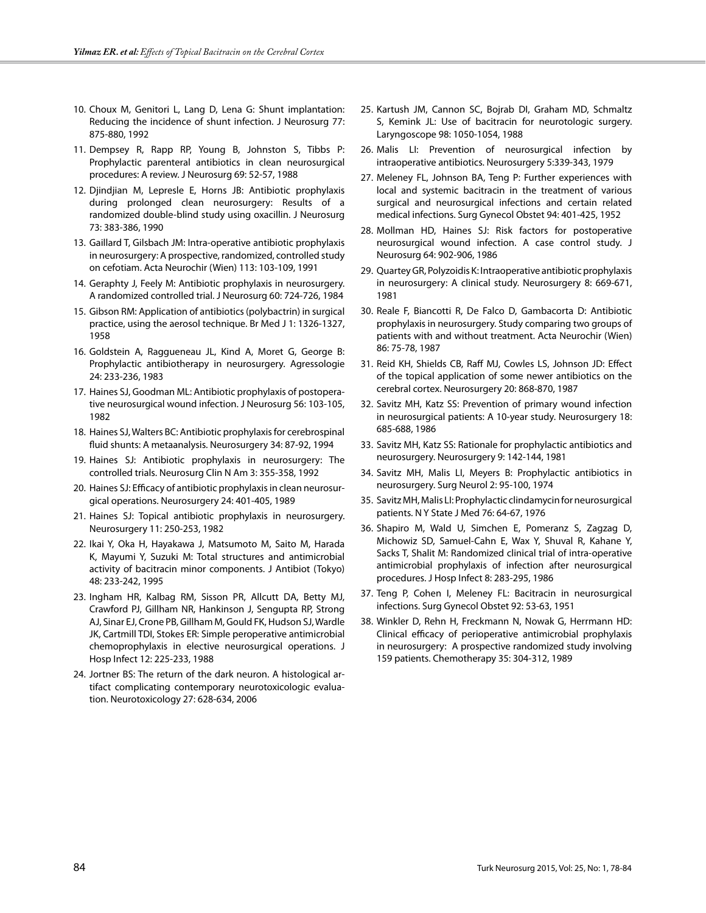10. Choux M, Genitori L, Lang D, Lena G: Shunt implantation: Reducing the incidence of shunt infection. J Neurosurg 77: 875-880, 1992
11. Dempsey R, Rapp RP, Young B, Johnston S, Tibbs P: Prophylactic parenteral antibiotics in clean neurosurgical procedures: A review. J Neurosurg 69: 52-57, 1988
12. Djindjian M, Lepresle E, Horns JB: Antibiotic prophylaxis during prolonged clean neurosurgery: Results of a randomized double-blind study using oxacillin. J Neurosurg 73: 383-386, 1990
13. Gaillard T, Gilsbach JM: Intra-operative antibiotic prophylaxis in neurosurgery: A prospective, randomized, controlled study on cefotiam. Acta Neurochir (Wien) 113: 103-109, 1991
14. Geraphty J, Feely M: Antibiotic prophylaxis in neurosurgery. A randomized controlled trial. J Neurosurg 60: 724-726, 1984
15. Gibson RM: Application of antibiotics (polybactrin) in surgical practice, using the aerosol technique. Br Med J 1: 1326-1327, 1958
16. Goldstein A, Raggueneau JL, Kind A, Moret G, George B: Prophylactic antibiotherapy in neurosurgery. Agressologie 24: 233-236, 1983
17. Haines SJ, Goodman ML: Antibiotic prophylaxis of postoperative neurosurgical wound infection. J Neurosurg 56: 103-105, 1982
18. Haines SJ, Walters BC: Antibiotic prophylaxis for cerebrospinal fluid shunts: A metaanalysis. Neurosurgery 34: 87-92, 1994
19. Haines SJ: Antibiotic prophylaxis in neurosurgery: The controlled trials. Neurosurg Clin N Am 3: 355-358, 1992
20. Haines SJ: Efficacy of antibiotic prophylaxis in clean neurosurgical operations. Neurosurgery 24: 401-405, 1989
21. Haines SJ: Topical antibiotic prophylaxis in neurosurgery. Neurosurgery 11: 250-253, 1982
22. Ikai Y, Oka H, Hayakawa J, Matsumoto M, Saito M, Harada K, Mayumi Y, Suzuki M: Total structures and antimicrobial activity of bacitracin minor components. J Antibiot (Tokyo) 48: 233-242, 1995
23. Ingham HR, Kalbag RM, Sisson PR, Allcutt DA, Betty MJ, Crawford PJ, Gillham NR, Hankinson J, Sengupta RP, Strong AJ, Sinar EJ, Crone PB, Gillham M, Gould FK, Hudson SJ, Wardle JK, Cartmill TDI, Stokes ER: Simple peroperative antimicrobial chemoprophylaxis in elective neurosurgical operations. J Hosp Infect 12: 225-233, 1988
24. Jortner BS: The return of the dark neuron. A histological artifact complicating contemporary neurotoxicologic evaluation. Neurotoxicology 27: 628-634, 2006
25. Kartush JM, Cannon SC, Bojrab DI, Graham MD, Schmaltz S, Kemink JL: Use of bacitracin for neurotologic surgery. Laryngoscope 98: 1050-1054, 1988
26. Malis LI: Prevention of neurosurgical infection by intraoperative antibiotics. Neurosurgery 5:339-343, 1979
27. Meleney FL, Johnson BA, Teng P: Further experiences with local and systemic bacitracin in the treatment of various surgical and neurosurgical infections and certain related medical infections. Surg Gynecol Obstet 94: 401-425, 1952
28. Mollman HD, Haines SJ: Risk factors for postoperative neurosurgical wound infection. A case control study. J Neurosurg 64: 902-906, 1986
29. Quartey GR, Polyzoidis K: Intraoperative antibiotic prophylaxis in neurosurgery: A clinical study. Neurosurgery 8: 669-671, 1981
30. Reale F, Biancotti R, De Falco D, Gambacorta D: Antibiotic prophylaxis in neurosurgery. Study comparing two groups of patients with and without treatment. Acta Neurochir (Wien) 86: 75-78, 1987
31. Reid KH, Shields CB, Raff MJ, Cowles LS, Johnson JD: Effect of the topical application of some newer antibiotics on the cerebral cortex. Neurosurgery 20: 868-870, 1987
32. Savitz MH, Katz SS: Prevention of primary wound infection in neurosurgical patients: A 10-year study. Neurosurgery 18: 685-688, 1986
33. Savitz MH, Katz SS: Rationale for prophylactic antibiotics and neurosurgery. Neurosurgery 9: 142-144, 1981
34. Savitz MH, Malis LI, Meyers B: Prophylactic antibiotics in neurosurgery. Surg Neurol 2: 95-100, 1974
35. Savitz MH, Malis LI: Prophylactic clindamycin for neurosurgical patients. N Y State J Med 76: 64-67, 1976
36. Shapiro M, Wald U, Simchen E, Pomeranz S, Zagzag D, Michowiz SD, Samuel-Cahn E, Wax Y, Shuval R, Kahane Y, Sacks T, Shalit M: Randomized clinical trial of intra-operative antimicrobial prophylaxis of infection after neurosurgical procedures. J Hosp Infect 8: 283-295, 1986
37. Teng P, Cohen I, Meleney FL: Bacitracin in neurosurgical infections. Surg Gynecol Obstet 92: 53-63, 1951
38. Winkler D, Rehn H, Freckmann N, Nowak G, Herrmann HD: Clinical efficacy of perioperative antimicrobial prophylaxis in neurosurgery: A prospective randomized study involving 159 patients. Chemotherapy 35: 304-312, 1989